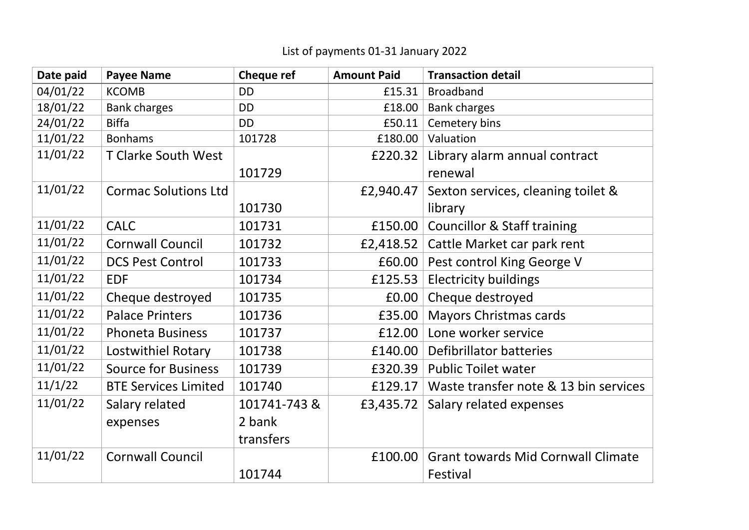List of payments 01-31 January 2022

| Date paid | Payee Name | Cheque ref | Amount Paid | Transaction detail |
|---|---|---|---|---|
| 04/01/22 | KCOMB | DD | £15.31 | Broadband |
| 18/01/22 | Bank charges | DD | £18.00 | Bank charges |
| 24/01/22 | Biffa | DD | £50.11 | Cemetery bins |
| 11/01/22 | Bonhams | 101728 | £180.00 | Valuation |
| 11/01/22 | T Clarke South West | 101729 | £220.32 | Library alarm annual contract renewal |
| 11/01/22 | Cormac Solutions Ltd | 101730 | £2,940.47 | Sexton services, cleaning toilet & library |
| 11/01/22 | CALC | 101731 | £150.00 | Councillor & Staff training |
| 11/01/22 | Cornwall Council | 101732 | £2,418.52 | Cattle Market car park rent |
| 11/01/22 | DCS Pest Control | 101733 | £60.00 | Pest control King George V |
| 11/01/22 | EDF | 101734 | £125.53 | Electricity buildings |
| 11/01/22 | Cheque destroyed | 101735 | £0.00 | Cheque destroyed |
| 11/01/22 | Palace Printers | 101736 | £35.00 | Mayors Christmas cards |
| 11/01/22 | Phoneta Business | 101737 | £12.00 | Lone worker service |
| 11/01/22 | Lostwithiel Rotary | 101738 | £140.00 | Defibrillator batteries |
| 11/01/22 | Source for Business | 101739 | £320.39 | Public Toilet water |
| 11/1/22 | BTE Services Limited | 101740 | £129.17 | Waste transfer note & 13 bin services |
| 11/01/22 | Salary related expenses | 101741-743 & 2 bank transfers | £3,435.72 | Salary related expenses |
| 11/01/22 | Cornwall Council | 101744 | £100.00 | Grant towards Mid Cornwall Climate Festival |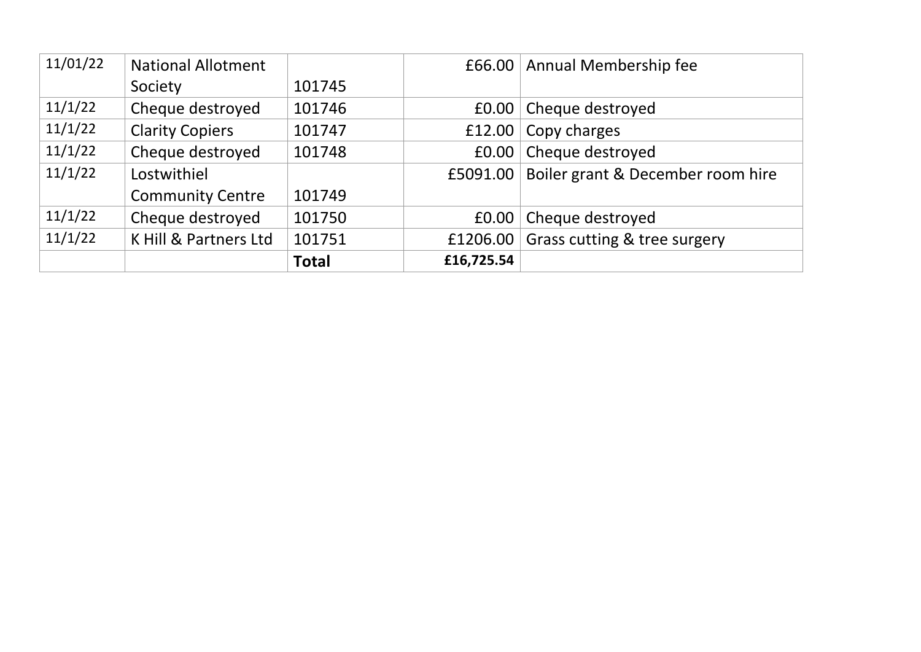| | | | | |
|---|---|---|---|---|
| 11/01/22 | National Allotment Society | 101745 | £66.00 | Annual Membership fee |
| 11/1/22 | Cheque destroyed | 101746 | £0.00 | Cheque destroyed |
| 11/1/22 | Clarity Copiers | 101747 | £12.00 | Copy charges |
| 11/1/22 | Cheque destroyed | 101748 | £0.00 | Cheque destroyed |
| 11/1/22 | Lostwithiel Community Centre | 101749 | £5091.00 | Boiler grant & December room hire |
| 11/1/22 | Cheque destroyed | 101750 | £0.00 | Cheque destroyed |
| 11/1/22 | K Hill & Partners Ltd | 101751 | £1206.00 | Grass cutting & tree surgery |
| | | **Total** | **£16,725.54** | |